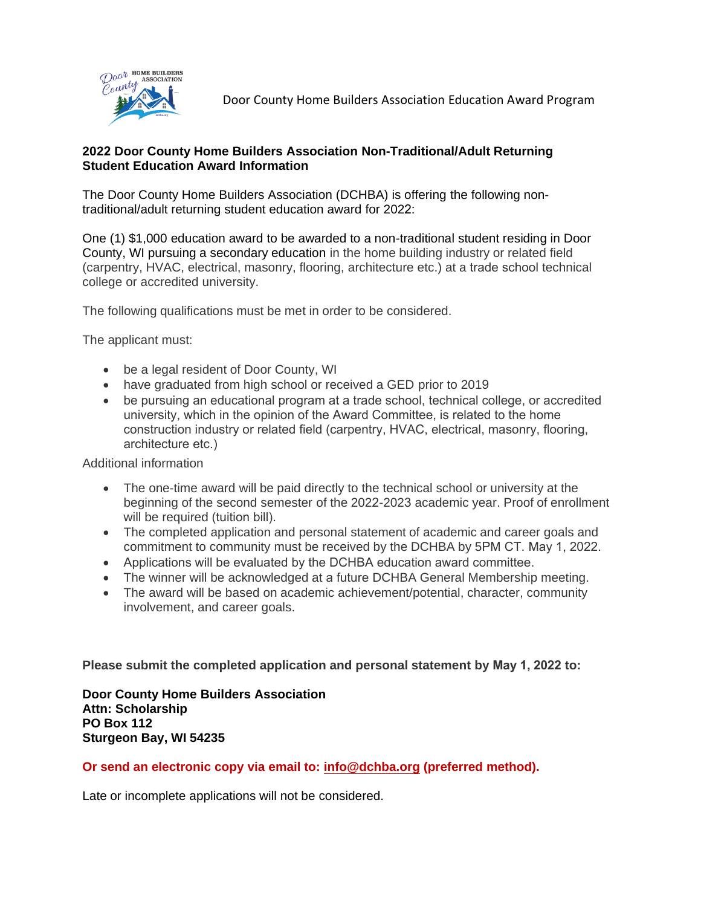Door County Home Builders Association Education Award Program

## 2022 Door County Home Builders Association Non-Traditional/Adult Returning Student Education Award Information

The Door County Home Builders Association (DCHBA) is offering the following non-traditional/adult returning student education award for 2022:

One (1) $1,000 education award to be awarded to a non-traditional student residing in Door County, WI pursuing a secondary education in the home building industry or related field (carpentry, HVAC, electrical, masonry, flooring, architecture etc.) at a trade school technical college or accredited university.

The following qualifications must be met in order to be considered.

The applicant must:

- be a legal resident of Door County, WI
- have graduated from high school or received a GED prior to 2019
- be pursuing an educational program at a trade school, technical college, or accredited university, which in the opinion of the Award Committee, is related to the home construction industry or related field (carpentry, HVAC, electrical, masonry, flooring, architecture etc.)

Additional information

- The one-time award will be paid directly to the technical school or university at the beginning of the second semester of the 2022-2023 academic year. Proof of enrollment will be required (tuition bill).
- The completed application and personal statement of academic and career goals and commitment to community must be received by the DCHBA by 5PM CT. May 1, 2022.
- Applications will be evaluated by the DCHBA education award committee.
- The winner will be acknowledged at a future DCHBA General Membership meeting.
- The award will be based on academic achievement/potential, character, community involvement, and career goals.

**Please submit the completed application and personal statement by May 1, 2022 to:**

**Door County Home Builders Association**
**Attn: Scholarship**
**PO Box 112**
**Sturgeon Bay, WI 54235**

**Or send an electronic copy via email to: info@dchba.org (preferred method).**

Late or incomplete applications will not be considered.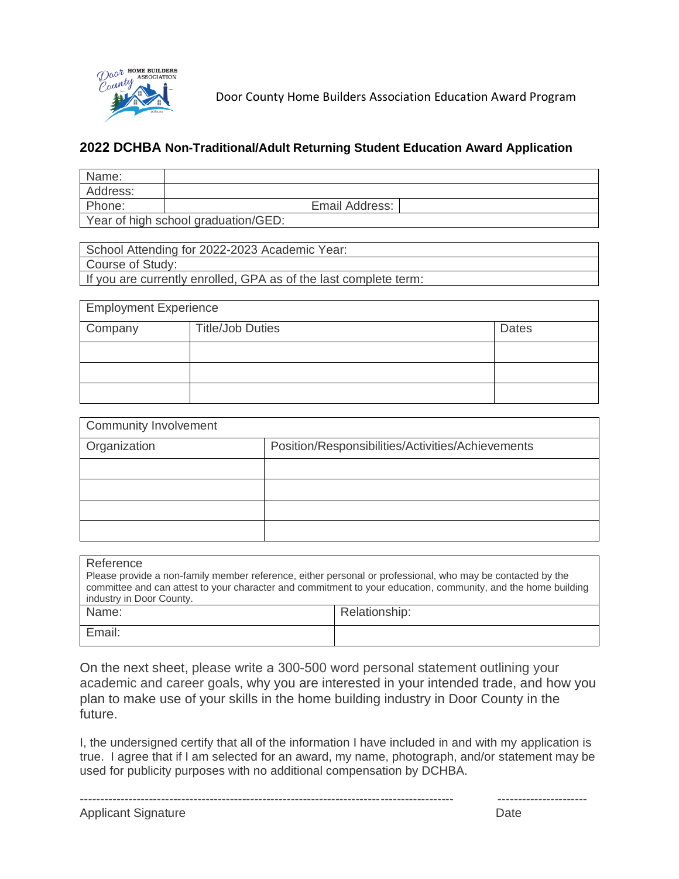Door County Home Builders Association Education Award Program

## 2022 DCHBA Non-Traditional/Adult Returning Student Education Award Application

| Name: | | | |
|---|---|---|---|
| Address: | | | |
| Phone: | | Email Address: | |
| Year of high school graduation/GED: | | | |

| School Attending for 2022-2023 Academic Year: |
|---|
| Course of Study: |
| If you are currently enrolled, GPA as of the last complete term: |

| Employment Experience | | |
|---|---|---|
| Company | Title/Job Duties | Dates |
| | | |
| | | |
| | | |

| Community Involvement | |
|---|---|
| Organization | Position/Responsibilities/Activities/Achievements |
| | |
| | |
| | |
| | |

| Reference<br>Please provide a non-family member reference, either personal or professional, who may be contacted by the committee and can attest to your character and commitment to your education, community, and the home building industry in Door County. | |
|---|---|
| Name: | Relationship: |
| Email: | |

On the next sheet, please write a 300-500 word personal statement outlining your academic and career goals, why you are interested in your intended trade, and how you plan to make use of your skills in the home building industry in Door County in the future.

I, the undersigned certify that all of the information I have included in and with my application is true. I agree that if I am selected for an award, my name, photograph, and/or statement may be used for publicity purposes with no additional compensation by DCHBA.

------------------------------------------------------------------------------------------ ----------------------

Applicant Signature Date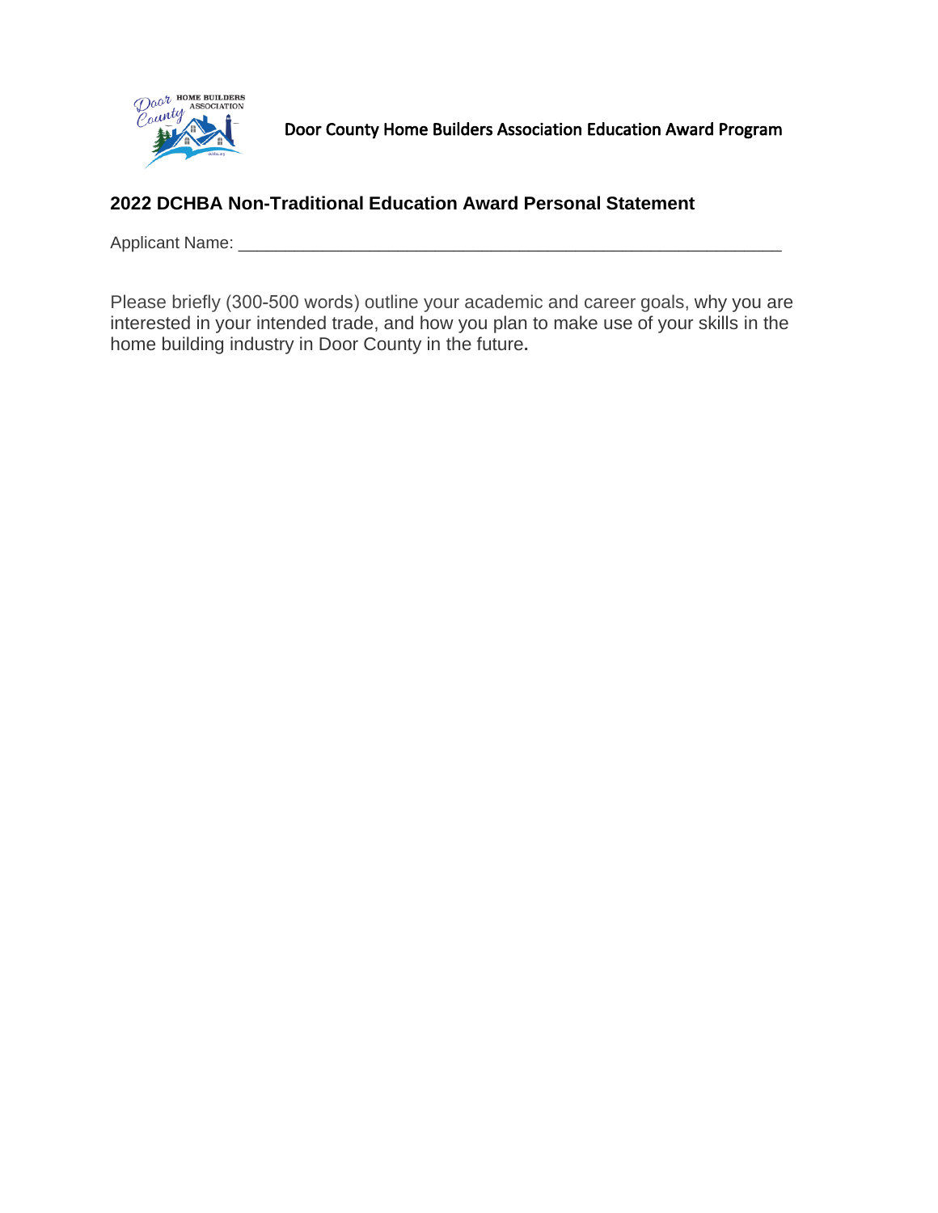Door County Home Builders Association Education Award Program

## 2022 DCHBA Non-Traditional Education Award Personal Statement

Applicant Name: ___________________________________________________________

Please briefly (300-500 words) outline your academic and career goals, why you are interested in your intended trade, and how you plan to make use of your skills in the home building industry in Door County in the future.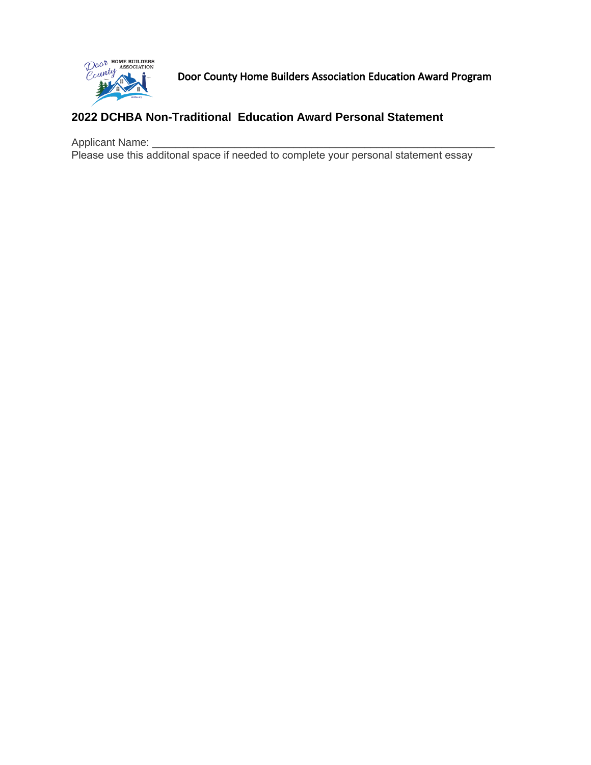Door County Home Builders Association Education Award Program

## 2022 DCHBA Non-Traditional  Education Award Personal Statement

Applicant Name: ____________________________________________________________

Please use this additonal space if needed to complete your personal statement essay